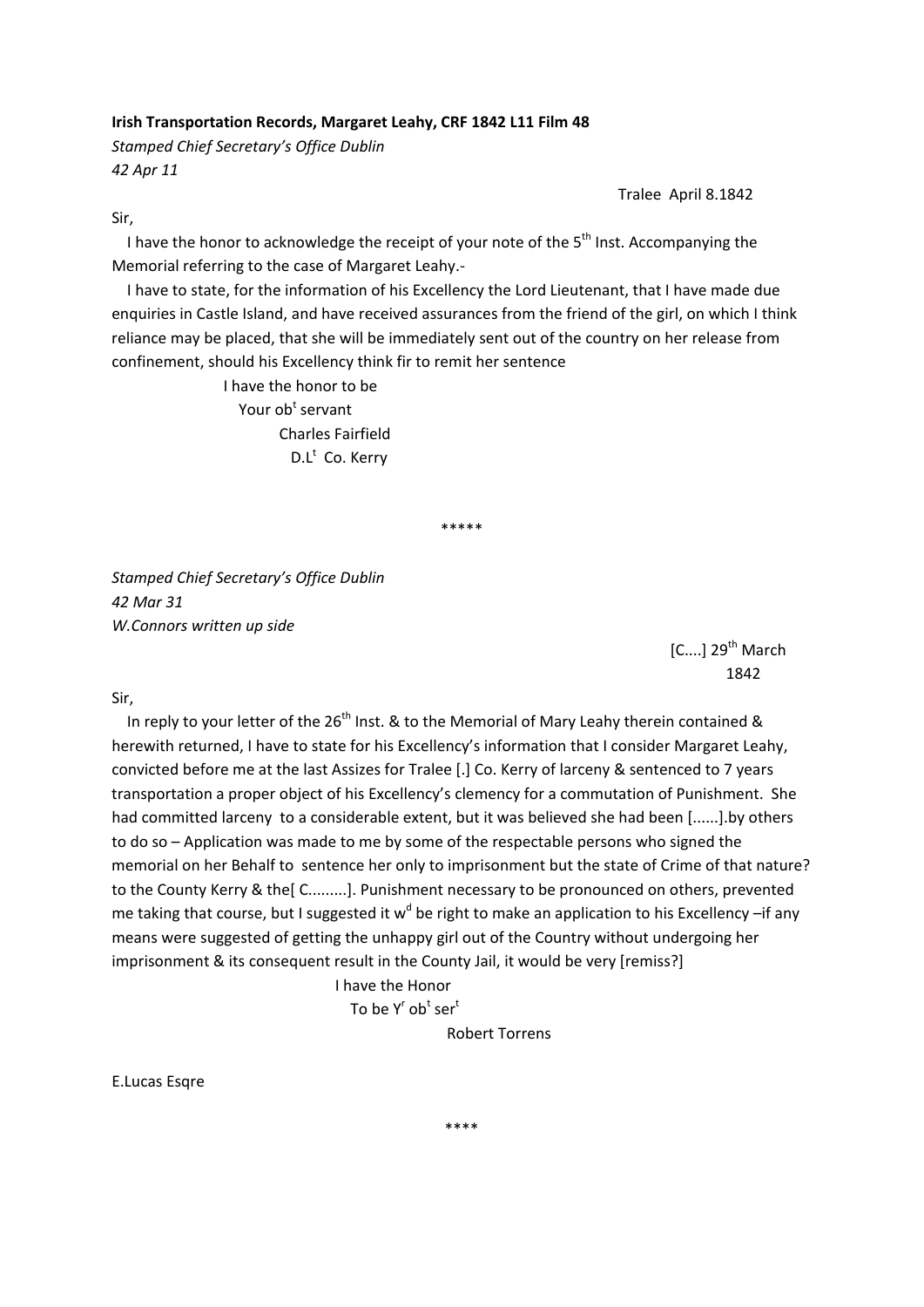**Irish Transportation Records, Margaret Leahy, CRF 1842 L11 Film 48**

*Stamped Chief Secretary's Office Dublin*
*42 Apr 11*

Tralee April 8.1842

Sir,

I have the honor to acknowledge the receipt of your note of the 5th Inst. Accompanying the Memorial referring to the case of Margaret Leahy.-

I have to state, for the information of his Excellency the Lord Lieutenant, that I have made due enquiries in Castle Island, and have received assurances from the friend of the girl, on which I think reliance may be placed, that she will be immediately sent out of the country on her release from confinement, should his Excellency think fir to remit her sentence

I have the honor to be
Your obt servant
Charles Fairfield
D.Lt Co. Kerry

\*\*\*\*\*

*Stamped Chief Secretary's Office Dublin*
*42 Mar 31*
*W.Connors written up side*

[C....] 29th March
1842

Sir,

In reply to your letter of the 26th Inst. & to the Memorial of Mary Leahy therein contained & herewith returned, I have to state for his Excellency's information that I consider Margaret Leahy, convicted before me at the last Assizes for Tralee [.] Co. Kerry of larceny & sentenced to 7 years transportation a proper object of his Excellency's clemency for a commutation of Punishment. She had committed larceny to a considerable extent, but it was believed she had been [......].by others to do so – Application was made to me by some of the respectable persons who signed the memorial on her Behalf to sentence her only to imprisonment but the state of Crime of that nature? to the County Kerry & the[ C.........]. Punishment necessary to be pronounced on others, prevented me taking that course, but I suggested it wd be right to make an application to his Excellency –if any means were suggested of getting the unhappy girl out of the Country without undergoing her imprisonment & its consequent result in the County Jail, it would be very [remiss?]

I have the Honor
To be Yr obt sert
Robert Torrens

E.Lucas Esqre

\*\*\*\*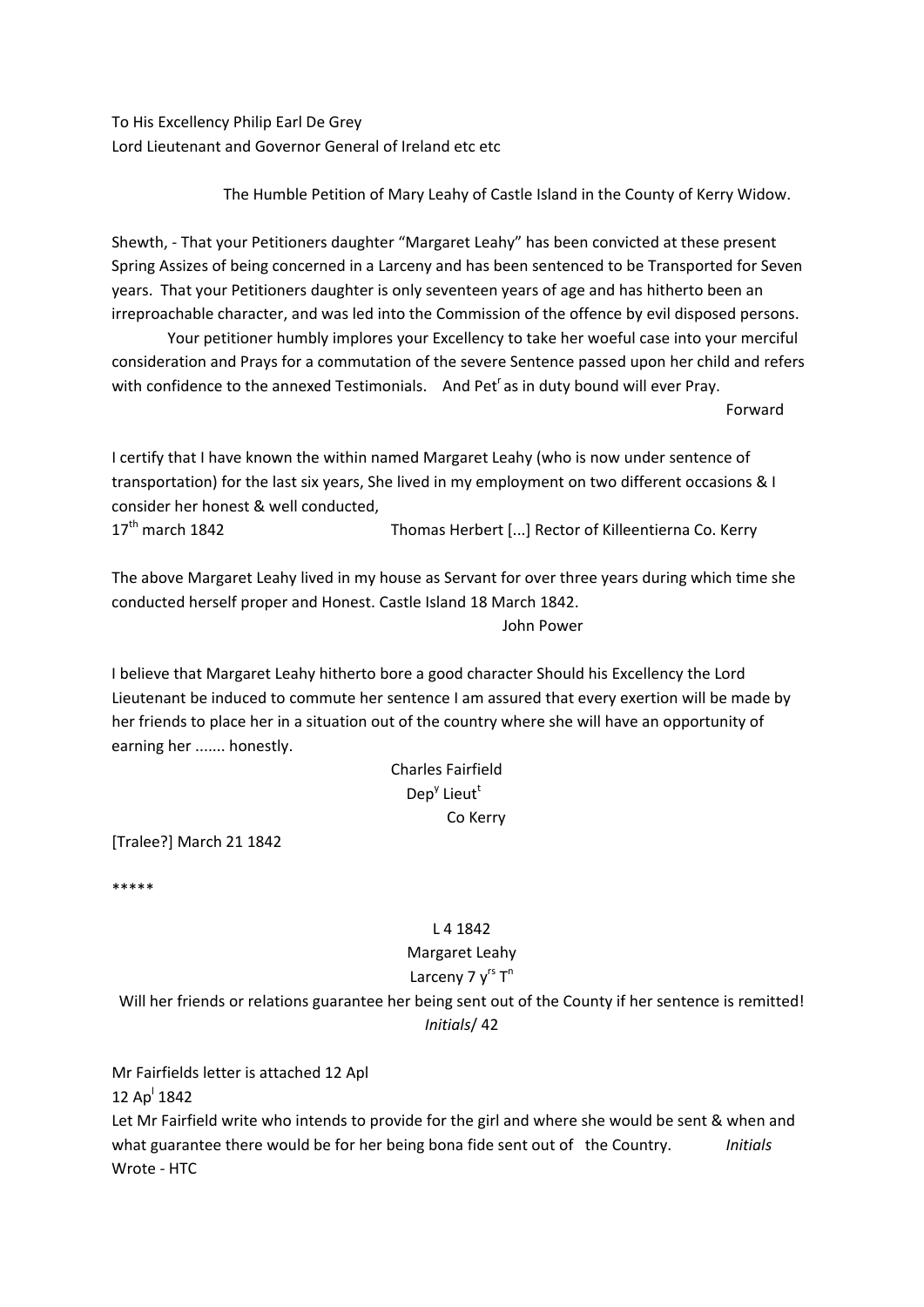To His Excellency Philip Earl De Grey
Lord Lieutenant and Governor General of Ireland etc etc

The Humble Petition of Mary Leahy of Castle Island in the County of Kerry Widow.

Shewth, - That your Petitioners daughter "Margaret Leahy" has been convicted at these present Spring Assizes of being concerned in a Larceny and has been sentenced to be Transported for Seven years. That your Petitioners daughter is only seventeen years of age and has hitherto been an irreproachable character, and was led into the Commission of the offence by evil disposed persons.

Your petitioner humbly implores your Excellency to take her woeful case into your merciful consideration and Prays for a commutation of the severe Sentence passed upon her child and refers with confidence to the annexed Testimonials. And Pet^r as in duty bound will ever Pray.

Forward

I certify that I have known the within named Margaret Leahy (who is now under sentence of transportation) for the last six years, She lived in my employment on two different occasions & I consider her honest & well conducted,

17^th march 1842 Thomas Herbert [...] Rector of Killeentierna Co. Kerry

The above Margaret Leahy lived in my house as Servant for over three years during which time she conducted herself proper and Honest. Castle Island 18 March 1842.

John Power

I believe that Margaret Leahy hitherto bore a good character Should his Excellency the Lord Lieutenant be induced to commute her sentence I am assured that every exertion will be made by her friends to place her in a situation out of the country where she will have an opportunity of earning her ....... honestly.

Charles Fairfield
Dep^y Lieut^t
Co Kerry

[Tralee?] March 21 1842

*****

L 4 1842
Margaret Leahy
Larceny 7 y^rs T^n

Will her friends or relations guarantee her being sent out of the County if her sentence is remitted!
*Initials*/ 42

Mr Fairfields letter is attached 12 Apl
12 Ap^l 1842
Let Mr Fairfield write who intends to provide for the girl and where she would be sent & when and what guarantee there would be for her being bona fide sent out of the Country. *Initials*
Wrote - HTC